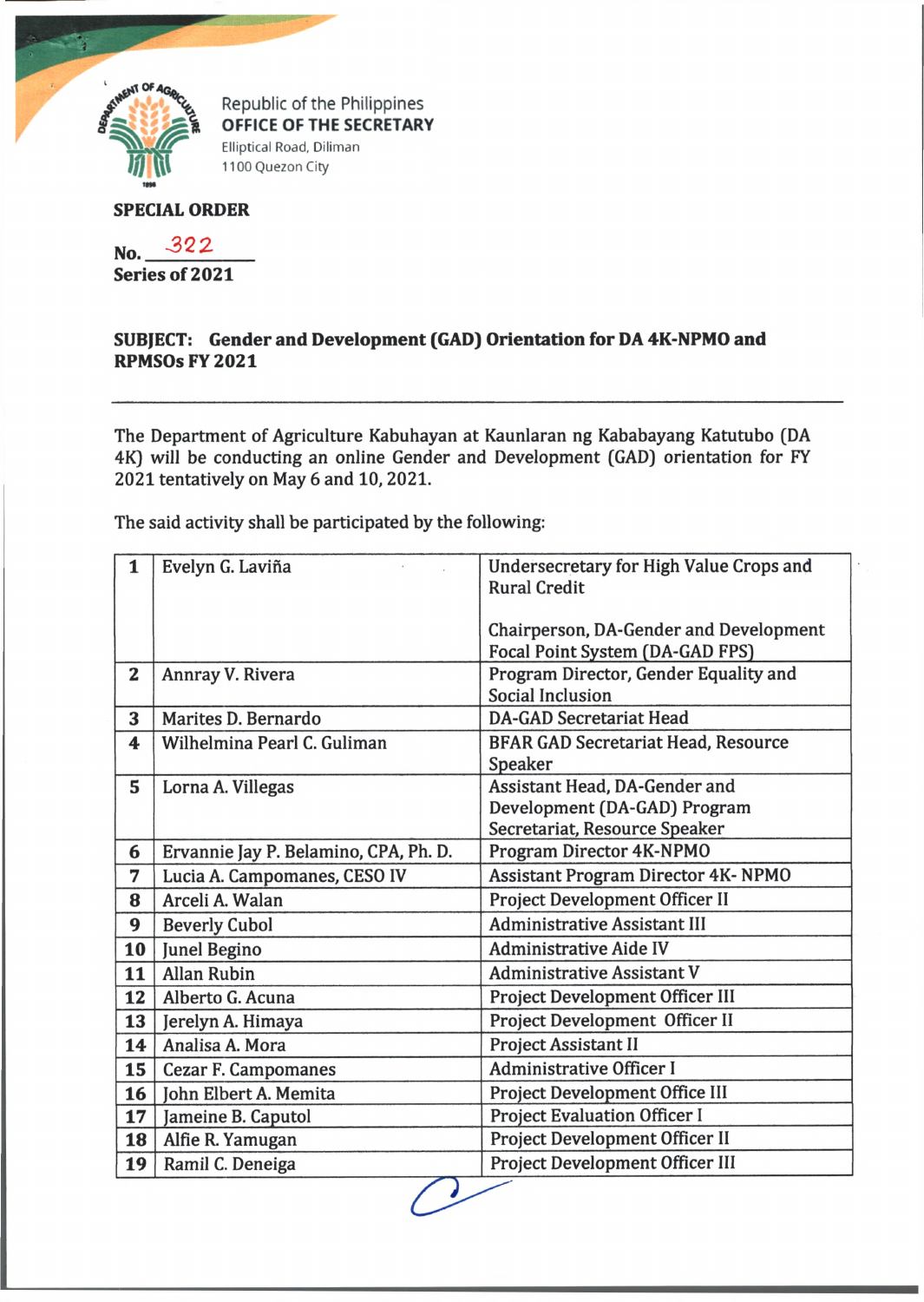Republic of the Philippines
OFFICE OF THE SECRETARY
Elliptical Road, Diliman
1100 Quezon City

**SPECIAL ORDER**

**No. 322**
**Series of 2021**

**SUBJECT: Gender and Development (GAD) Orientation for DA 4K-NPMO and RPMSOs FY 2021**

---

The Department of Agriculture Kabuhayan at Kaunlaran ng Kababayang Katutubo (DA 4K) will be conducting an online Gender and Development (GAD) orientation for FY 2021 tentatively on May 6 and 10, 2021.

The said activity shall be participated by the following:

| | | |
|---|---|---|
| 1 | Evelyn G. Laviña | Undersecretary for High Value Crops and Rural Credit<br><br>Chairperson, DA-Gender and Development Focal Point System (DA-GAD FPS) |
| 2 | Annray V. Rivera | Program Director, Gender Equality and Social Inclusion |
| 3 | Marites D. Bernardo | DA-GAD Secretariat Head |
| 4 | Wilhelmina Pearl C. Guliman | BFAR GAD Secretariat Head, Resource Speaker |
| 5 | Lorna A. Villegas | Assistant Head, DA-Gender and Development (DA-GAD) Program Secretariat, Resource Speaker |
| 6 | Ervannie Jay P. Belamino, CPA, Ph. D. | Program Director 4K-NPMO |
| 7 | Lucia A. Campomanes, CESO IV | Assistant Program Director 4K- NPMO |
| 8 | Arceli A. Walan | Project Development Officer II |
| 9 | Beverly Cubol | Administrative Assistant III |
| 10 | Junel Begino | Administrative Aide IV |
| 11 | Allan Rubin | Administrative Assistant V |
| 12 | Alberto G. Acuna | Project Development Officer III |
| 13 | Jerelyn A. Himaya | Project Development Officer II |
| 14 | Analisa A. Mora | Project Assistant II |
| 15 | Cezar F. Campomanes | Administrative Officer I |
| 16 | John Elbert A. Memita | Project Development Office III |
| 17 | Jameine B. Caputol | Project Evaluation Officer I |
| 18 | Alfie R. Yamugan | Project Development Officer II |
| 19 | Ramil C. Deneiga | Project Development Officer III |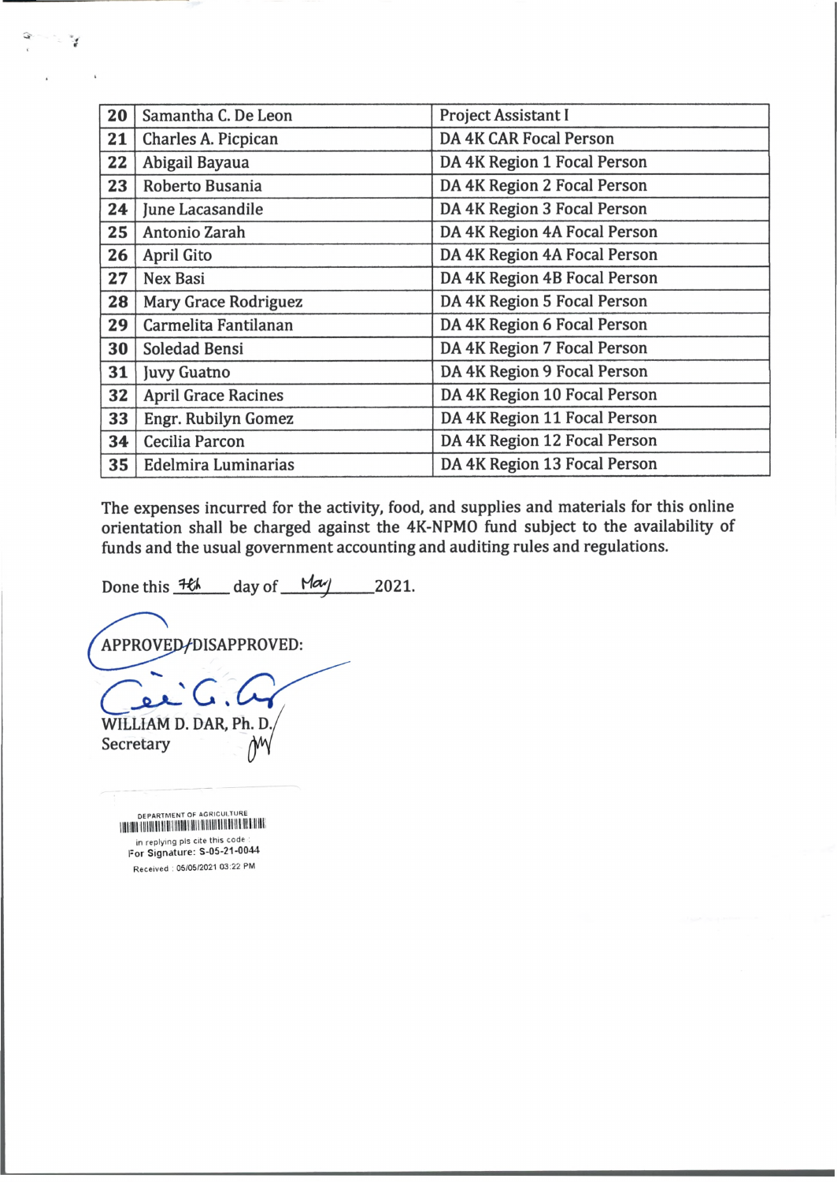| | | |
|---|---|---|
| 20 | Samantha C. De Leon | Project Assistant I |
| 21 | Charles A. Picpican | DA 4K CAR Focal Person |
| 22 | Abigail Bayaua | DA 4K Region 1 Focal Person |
| 23 | Roberto Busania | DA 4K Region 2 Focal Person |
| 24 | June Lacasandile | DA 4K Region 3 Focal Person |
| 25 | Antonio Zarah | DA 4K Region 4A Focal Person |
| 26 | April Gito | DA 4K Region 4A Focal Person |
| 27 | Nex Basi | DA 4K Region 4B Focal Person |
| 28 | Mary Grace Rodriguez | DA 4K Region 5 Focal Person |
| 29 | Carmelita Fantilanan | DA 4K Region 6 Focal Person |
| 30 | Soledad Bensi | DA 4K Region 7 Focal Person |
| 31 | Juvy Guatno | DA 4K Region 9 Focal Person |
| 32 | April Grace Racines | DA 4K Region 10 Focal Person |
| 33 | Engr. Rubilyn Gomez | DA 4K Region 11 Focal Person |
| 34 | Cecilia Parcon | DA 4K Region 12 Focal Person |
| 35 | Edelmira Luminarias | DA 4K Region 13 Focal Person |

The expenses incurred for the activity, food, and supplies and materials for this online orientation shall be charged against the 4K-NPMO fund subject to the availability of funds and the usual government accounting and auditing rules and regulations.

Done this 7th day of May 2021.

APPROVED/DISAPPROVED:

WILLIAM D. DAR, Ph. D.
Secretary

DEPARTMENT OF AGRICULTURE
in replying pls cite this code :
For Signature: S-05-21-0044
Received : 05/05/2021 03:22 PM